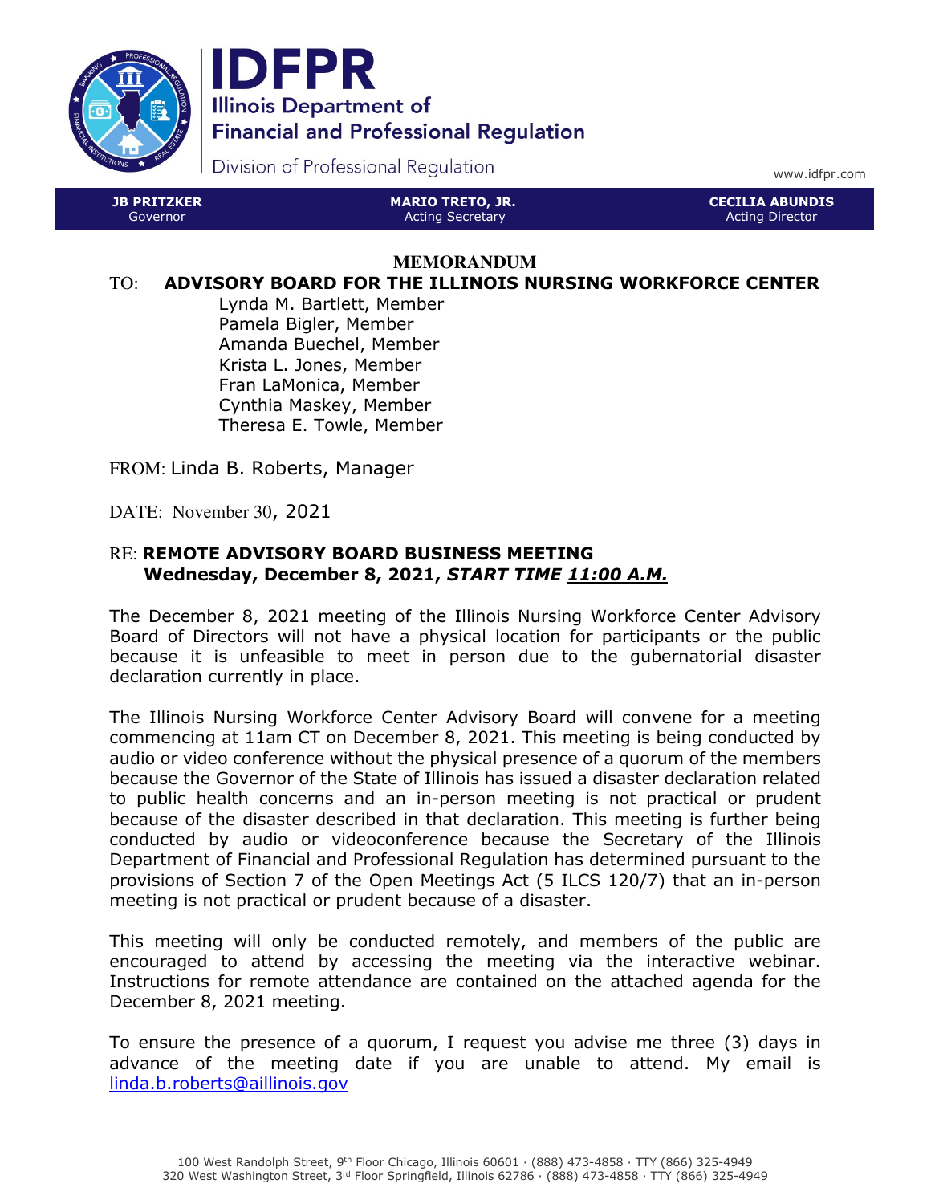# IDFPR

**Illinois Department of Financial and Professional Regulation**

Division of Professional Regulation

www.idfpr.com

| **JB PRITZKER** | **MARIO TRETO, JR.** | **CECILIA ABUNDIS** |
|---|---|---|
| Governor | Acting Secretary | Acting Director |

## MEMORANDUM

TO: **ADVISORY BOARD FOR THE ILLINOIS NURSING WORKFORCE CENTER**

Lynda M. Bartlett, Member
Pamela Bigler, Member
Amanda Buechel, Member
Krista L. Jones, Member
Fran LaMonica, Member
Cynthia Maskey, Member
Theresa E. Towle, Member

FROM: Linda B. Roberts, Manager

DATE: November 30, 2021

RE: **REMOTE ADVISORY BOARD BUSINESS MEETING**
**Wednesday, December 8, 2021, *START TIME 11:00 A.M.***

The December 8, 2021 meeting of the Illinois Nursing Workforce Center Advisory Board of Directors will not have a physical location for participants or the public because it is unfeasible to meet in person due to the gubernatorial disaster declaration currently in place.

The Illinois Nursing Workforce Center Advisory Board will convene for a meeting commencing at 11am CT on December 8, 2021. This meeting is being conducted by audio or video conference without the physical presence of a quorum of the members because the Governor of the State of Illinois has issued a disaster declaration related to public health concerns and an in-person meeting is not practical or prudent because of the disaster described in that declaration. This meeting is further being conducted by audio or videoconference because the Secretary of the Illinois Department of Financial and Professional Regulation has determined pursuant to the provisions of Section 7 of the Open Meetings Act (5 ILCS 120/7) that an in-person meeting is not practical or prudent because of a disaster.

This meeting will only be conducted remotely, and members of the public are encouraged to attend by accessing the meeting via the interactive webinar. Instructions for remote attendance are contained on the attached agenda for the December 8, 2021 meeting.

To ensure the presence of a quorum, I request you advise me three (3) days in advance of the meeting date if you are unable to attend. My email is linda.b.roberts@aillinois.gov

100 West Randolph Street, 9th Floor Chicago, Illinois 60601 · (888) 473-4858 · TTY (866) 325-4949
320 West Washington Street, 3rd Floor Springfield, Illinois 62786 · (888) 473-4858 · TTY (866) 325-4949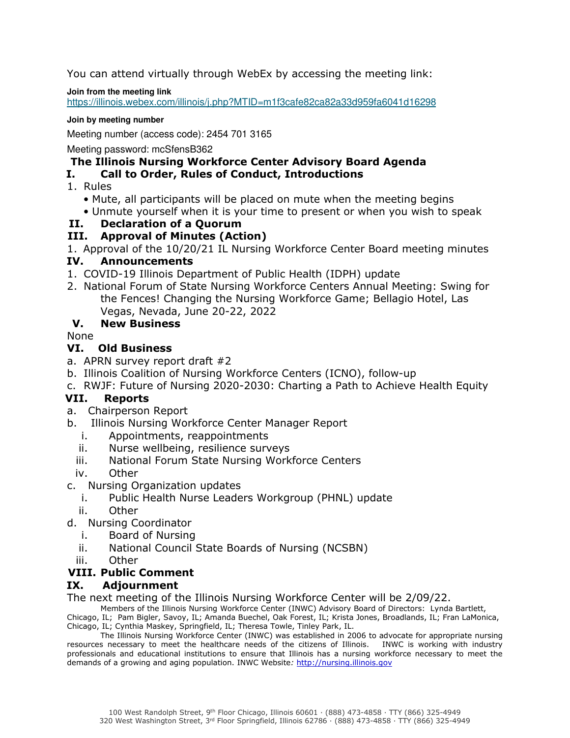You can attend virtually through WebEx by accessing the meeting link:

**Join from the meeting link**

https://illinois.webex.com/illinois/j.php?MTID=m1f3cafe82ca82a33d959fa6041d16298

**Join by meeting number**

Meeting number (access code): 2454 701 3165

Meeting password: mcSfensB362

## The Illinois Nursing Workforce Center Advisory Board Agenda

### I. Call to Order, Rules of Conduct, Introductions

1. Rules
   - Mute, all participants will be placed on mute when the meeting begins
   - Unmute yourself when it is your time to present or when you wish to speak

### II. Declaration of a Quorum

### III. Approval of Minutes (Action)

1. Approval of the 10/20/21 IL Nursing Workforce Center Board meeting minutes

### IV. Announcements

1. COVID-19 Illinois Department of Public Health (IDPH) update
2. National Forum of State Nursing Workforce Centers Annual Meeting: Swing for the Fences! Changing the Nursing Workforce Game; Bellagio Hotel, Las Vegas, Nevada, June 20-22, 2022

### V. New Business

None

### VI. Old Business

a. APRN survey report draft #2

b. Illinois Coalition of Nursing Workforce Centers (ICNO), follow-up

c. RWJF: Future of Nursing 2020-2030: Charting a Path to Achieve Health Equity

### VII. Reports

a. Chairperson Report

b. Illinois Nursing Workforce Center Manager Report

   i. Appointments, reappointments

   ii. Nurse wellbeing, resilience surveys

   iii. National Forum State Nursing Workforce Centers

   iv. Other

c. Nursing Organization updates

   i. Public Health Nurse Leaders Workgroup (PHNL) update

   ii. Other

d. Nursing Coordinator

   i. Board of Nursing

   ii. National Council State Boards of Nursing (NCSBN)

   iii. Other

### VIII. Public Comment

### IX. Adjournment

The next meeting of the Illinois Nursing Workforce Center will be 2/09/22.

Members of the Illinois Nursing Workforce Center (INWC) Advisory Board of Directors: Lynda Bartlett, Chicago, IL; Pam Bigler, Savoy, IL; Amanda Buechel, Oak Forest, IL; Krista Jones, Broadlands, IL; Fran LaMonica, Chicago, IL; Cynthia Maskey, Springfield, IL; Theresa Towle, Tinley Park, IL.

The Illinois Nursing Workforce Center (INWC) was established in 2006 to advocate for appropriate nursing resources necessary to meet the healthcare needs of the citizens of Illinois. INWC is working with industry professionals and educational institutions to ensure that Illinois has a nursing workforce necessary to meet the demands of a growing and aging population. INWC Website*:* http://nursing.illinois.gov

100 West Randolph Street, 9th Floor Chicago, Illinois 60601 · (888) 473-4858 · TTY (866) 325-4949
320 West Washington Street, 3rd Floor Springfield, Illinois 62786 · (888) 473-4858 · TTY (866) 325-4949